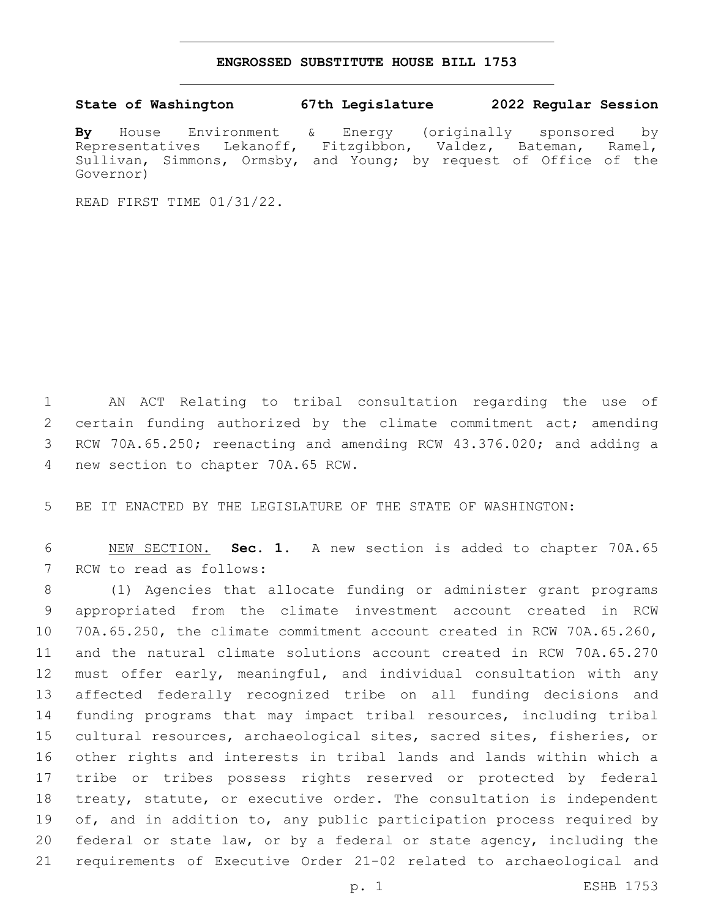# ENGROSSED SUBSTITUTE HOUSE BILL 1753

**State of Washington 67th Legislature 2022 Regular Session**

**By** House Environment & Energy (originally sponsored by Representatives Lekanoff, Fitzgibbon, Valdez, Bateman, Ramel, Sullivan, Simmons, Ormsby, and Young; by request of Office of the Governor)

READ FIRST TIME 01/31/22.

AN ACT Relating to tribal consultation regarding the use of certain funding authorized by the climate commitment act; amending RCW 70A.65.250; reenacting and amending RCW 43.376.020; and adding a new section to chapter 70A.65 RCW.

BE IT ENACTED BY THE LEGISLATURE OF THE STATE OF WASHINGTON:

NEW SECTION. **Sec. 1.** A new section is added to chapter 70A.65 RCW to read as follows:

(1) Agencies that allocate funding or administer grant programs appropriated from the climate investment account created in RCW 70A.65.250, the climate commitment account created in RCW 70A.65.260, and the natural climate solutions account created in RCW 70A.65.270 must offer early, meaningful, and individual consultation with any affected federally recognized tribe on all funding decisions and funding programs that may impact tribal resources, including tribal cultural resources, archaeological sites, sacred sites, fisheries, or other rights and interests in tribal lands and lands within which a tribe or tribes possess rights reserved or protected by federal treaty, statute, or executive order. The consultation is independent of, and in addition to, any public participation process required by federal or state law, or by a federal or state agency, including the requirements of Executive Order 21-02 related to archaeological and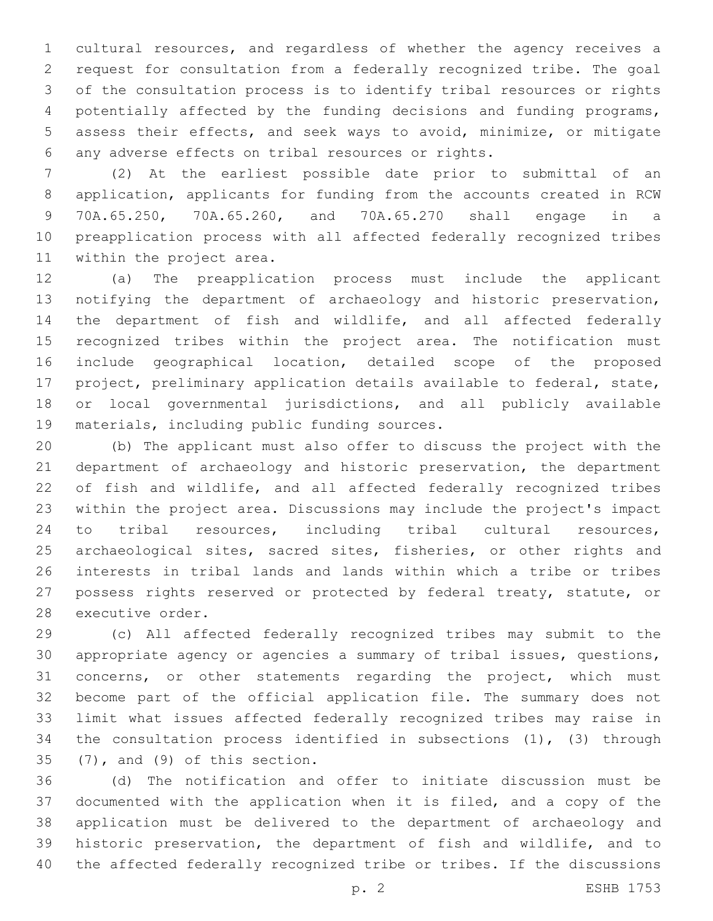cultural resources, and regardless of whether the agency receives a request for consultation from a federally recognized tribe. The goal of the consultation process is to identify tribal resources or rights potentially affected by the funding decisions and funding programs, assess their effects, and seek ways to avoid, minimize, or mitigate any adverse effects on tribal resources or rights.

(2) At the earliest possible date prior to submittal of an application, applicants for funding from the accounts created in RCW 70A.65.250, 70A.65.260, and 70A.65.270 shall engage in a preapplication process with all affected federally recognized tribes within the project area.

(a) The preapplication process must include the applicant notifying the department of archaeology and historic preservation, the department of fish and wildlife, and all affected federally recognized tribes within the project area. The notification must include geographical location, detailed scope of the proposed project, preliminary application details available to federal, state, or local governmental jurisdictions, and all publicly available materials, including public funding sources.

(b) The applicant must also offer to discuss the project with the department of archaeology and historic preservation, the department of fish and wildlife, and all affected federally recognized tribes within the project area. Discussions may include the project's impact to tribal resources, including tribal cultural resources, archaeological sites, sacred sites, fisheries, or other rights and interests in tribal lands and lands within which a tribe or tribes possess rights reserved or protected by federal treaty, statute, or executive order.

(c) All affected federally recognized tribes may submit to the appropriate agency or agencies a summary of tribal issues, questions, concerns, or other statements regarding the project, which must become part of the official application file. The summary does not limit what issues affected federally recognized tribes may raise in the consultation process identified in subsections (1), (3) through (7), and (9) of this section.

(d) The notification and offer to initiate discussion must be documented with the application when it is filed, and a copy of the application must be delivered to the department of archaeology and historic preservation, the department of fish and wildlife, and to the affected federally recognized tribe or tribes. If the discussions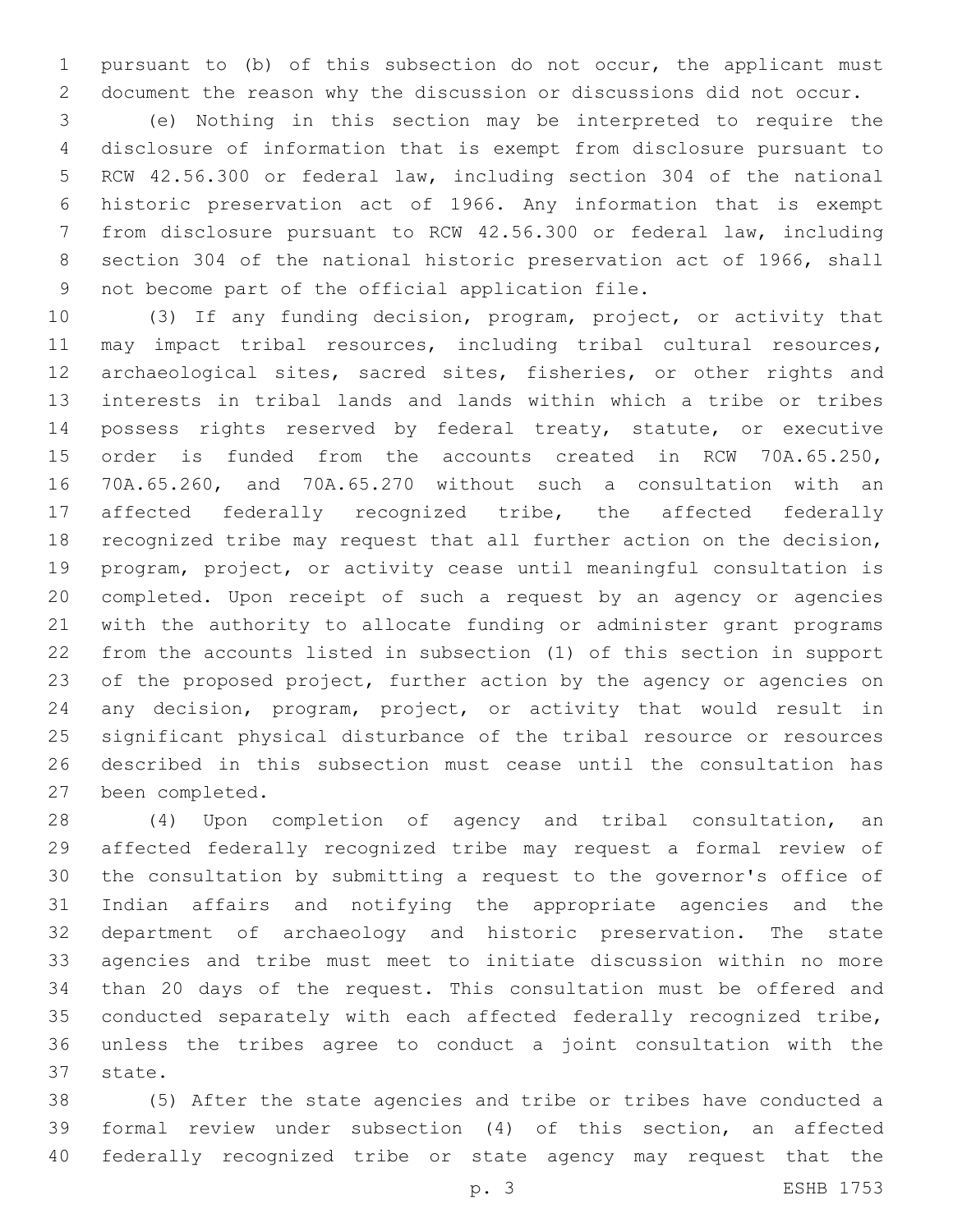pursuant to (b) of this subsection do not occur, the applicant must document the reason why the discussion or discussions did not occur.

(e) Nothing in this section may be interpreted to require the disclosure of information that is exempt from disclosure pursuant to RCW 42.56.300 or federal law, including section 304 of the national historic preservation act of 1966. Any information that is exempt from disclosure pursuant to RCW 42.56.300 or federal law, including section 304 of the national historic preservation act of 1966, shall not become part of the official application file.

(3) If any funding decision, program, project, or activity that may impact tribal resources, including tribal cultural resources, archaeological sites, sacred sites, fisheries, or other rights and interests in tribal lands and lands within which a tribe or tribes possess rights reserved by federal treaty, statute, or executive order is funded from the accounts created in RCW 70A.65.250, 70A.65.260, and 70A.65.270 without such a consultation with an affected federally recognized tribe, the affected federally recognized tribe may request that all further action on the decision, program, project, or activity cease until meaningful consultation is completed. Upon receipt of such a request by an agency or agencies with the authority to allocate funding or administer grant programs from the accounts listed in subsection (1) of this section in support of the proposed project, further action by the agency or agencies on any decision, program, project, or activity that would result in significant physical disturbance of the tribal resource or resources described in this subsection must cease until the consultation has been completed.

(4) Upon completion of agency and tribal consultation, an affected federally recognized tribe may request a formal review of the consultation by submitting a request to the governor's office of Indian affairs and notifying the appropriate agencies and the department of archaeology and historic preservation. The state agencies and tribe must meet to initiate discussion within no more than 20 days of the request. This consultation must be offered and conducted separately with each affected federally recognized tribe, unless the tribes agree to conduct a joint consultation with the state.

(5) After the state agencies and tribe or tribes have conducted a formal review under subsection (4) of this section, an affected federally recognized tribe or state agency may request that the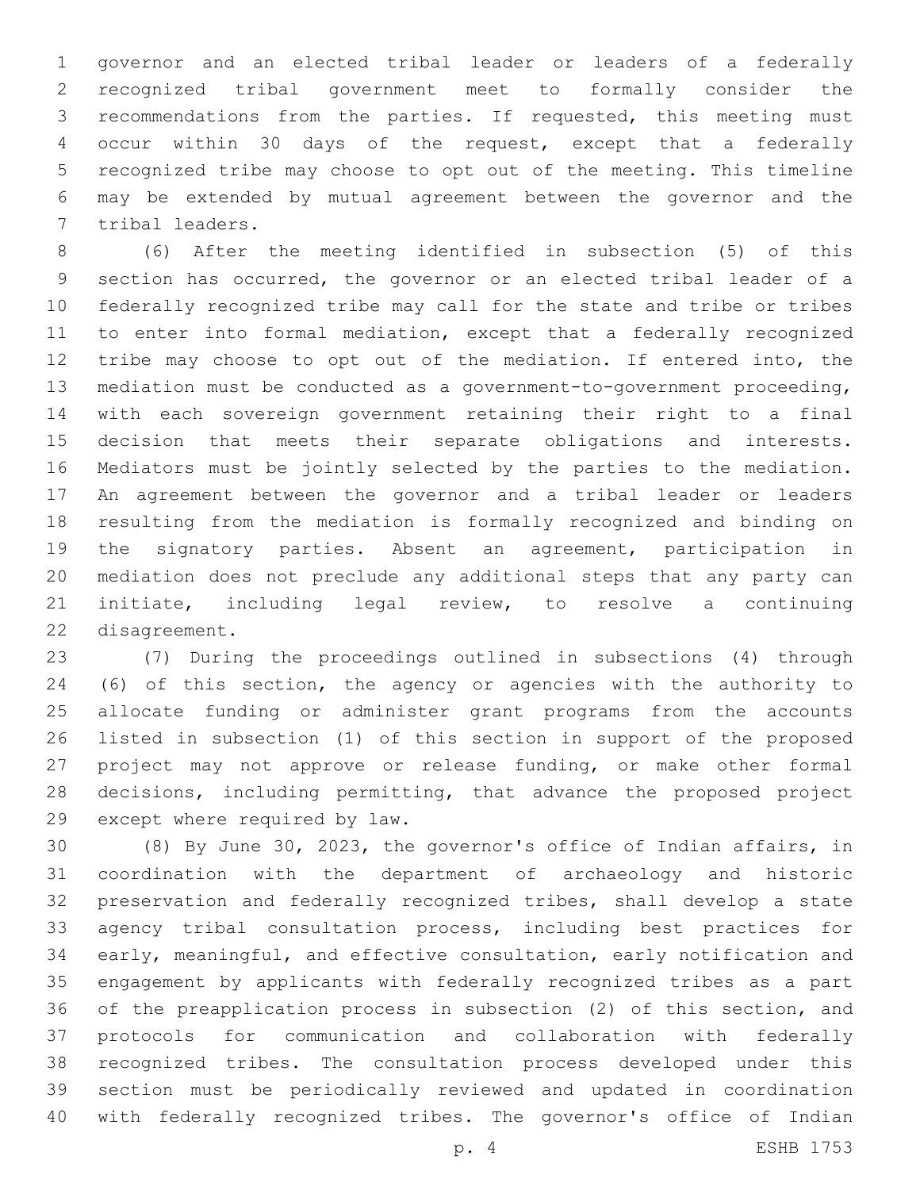governor and an elected tribal leader or leaders of a federally recognized tribal government meet to formally consider the recommendations from the parties. If requested, this meeting must occur within 30 days of the request, except that a federally recognized tribe may choose to opt out of the meeting. This timeline may be extended by mutual agreement between the governor and the tribal leaders.

(6) After the meeting identified in subsection (5) of this section has occurred, the governor or an elected tribal leader of a federally recognized tribe may call for the state and tribe or tribes to enter into formal mediation, except that a federally recognized tribe may choose to opt out of the mediation. If entered into, the mediation must be conducted as a government-to-government proceeding, with each sovereign government retaining their right to a final decision that meets their separate obligations and interests. Mediators must be jointly selected by the parties to the mediation. An agreement between the governor and a tribal leader or leaders resulting from the mediation is formally recognized and binding on the signatory parties. Absent an agreement, participation in mediation does not preclude any additional steps that any party can initiate, including legal review, to resolve a continuing disagreement.

(7) During the proceedings outlined in subsections (4) through (6) of this section, the agency or agencies with the authority to allocate funding or administer grant programs from the accounts listed in subsection (1) of this section in support of the proposed project may not approve or release funding, or make other formal decisions, including permitting, that advance the proposed project except where required by law.

(8) By June 30, 2023, the governor's office of Indian affairs, in coordination with the department of archaeology and historic preservation and federally recognized tribes, shall develop a state agency tribal consultation process, including best practices for early, meaningful, and effective consultation, early notification and engagement by applicants with federally recognized tribes as a part of the preapplication process in subsection (2) of this section, and protocols for communication and collaboration with federally recognized tribes. The consultation process developed under this section must be periodically reviewed and updated in coordination with federally recognized tribes. The governor's office of Indian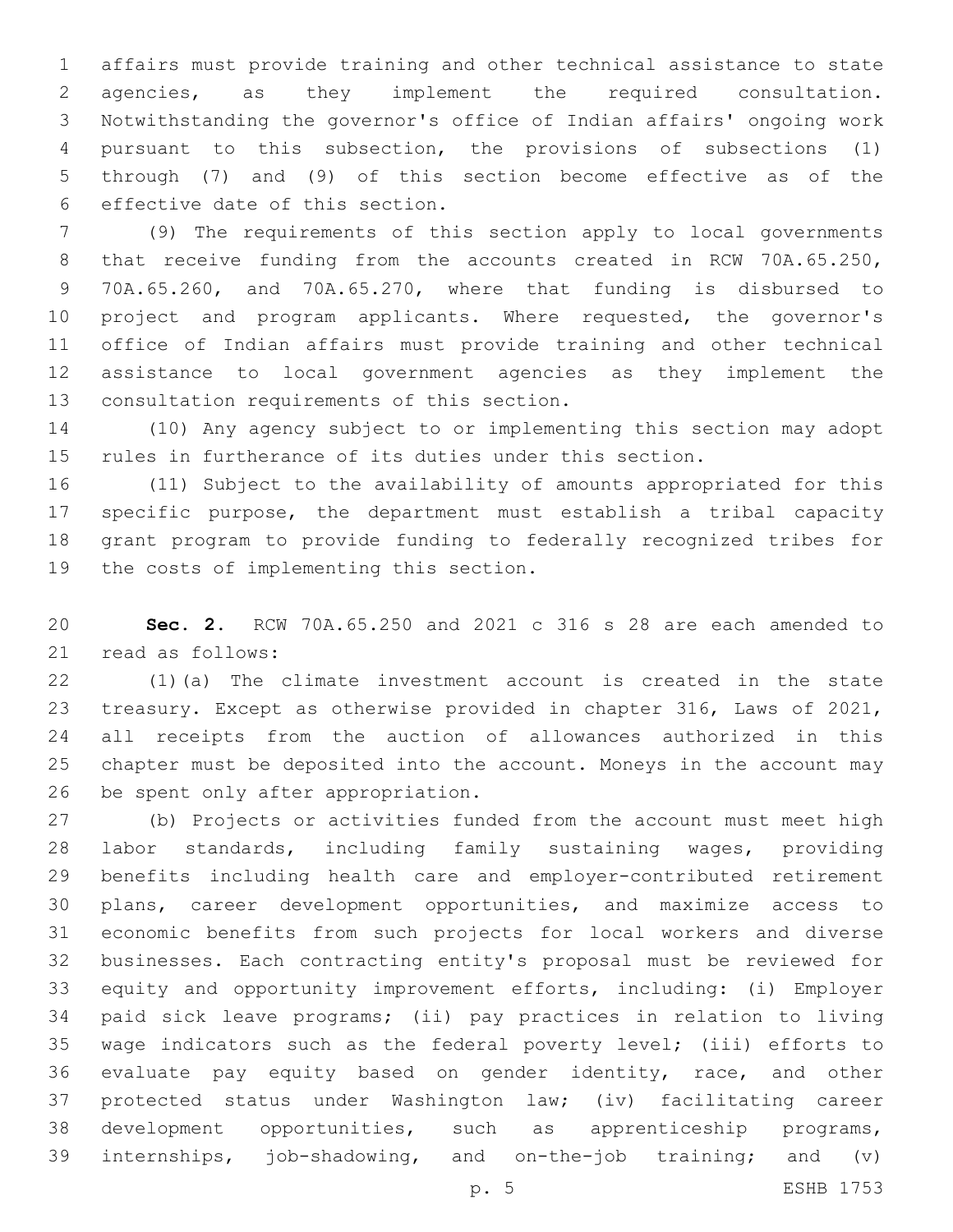affairs must provide training and other technical assistance to state agencies, as they implement the required consultation. Notwithstanding the governor's office of Indian affairs' ongoing work pursuant to this subsection, the provisions of subsections (1) through (7) and (9) of this section become effective as of the effective date of this section.

(9) The requirements of this section apply to local governments that receive funding from the accounts created in RCW 70A.65.250, 70A.65.260, and 70A.65.270, where that funding is disbursed to project and program applicants. Where requested, the governor's office of Indian affairs must provide training and other technical assistance to local government agencies as they implement the consultation requirements of this section.

(10) Any agency subject to or implementing this section may adopt rules in furtherance of its duties under this section.

(11) Subject to the availability of amounts appropriated for this specific purpose, the department must establish a tribal capacity grant program to provide funding to federally recognized tribes for the costs of implementing this section.

**Sec. 2.** RCW 70A.65.250 and 2021 c 316 s 28 are each amended to read as follows:

(1)(a) The climate investment account is created in the state treasury. Except as otherwise provided in chapter 316, Laws of 2021, all receipts from the auction of allowances authorized in this chapter must be deposited into the account. Moneys in the account may be spent only after appropriation.

(b) Projects or activities funded from the account must meet high labor standards, including family sustaining wages, providing benefits including health care and employer-contributed retirement plans, career development opportunities, and maximize access to economic benefits from such projects for local workers and diverse businesses. Each contracting entity's proposal must be reviewed for equity and opportunity improvement efforts, including: (i) Employer paid sick leave programs; (ii) pay practices in relation to living wage indicators such as the federal poverty level; (iii) efforts to evaluate pay equity based on gender identity, race, and other protected status under Washington law; (iv) facilitating career development opportunities, such as apprenticeship programs, internships, job-shadowing, and on-the-job training; and (v)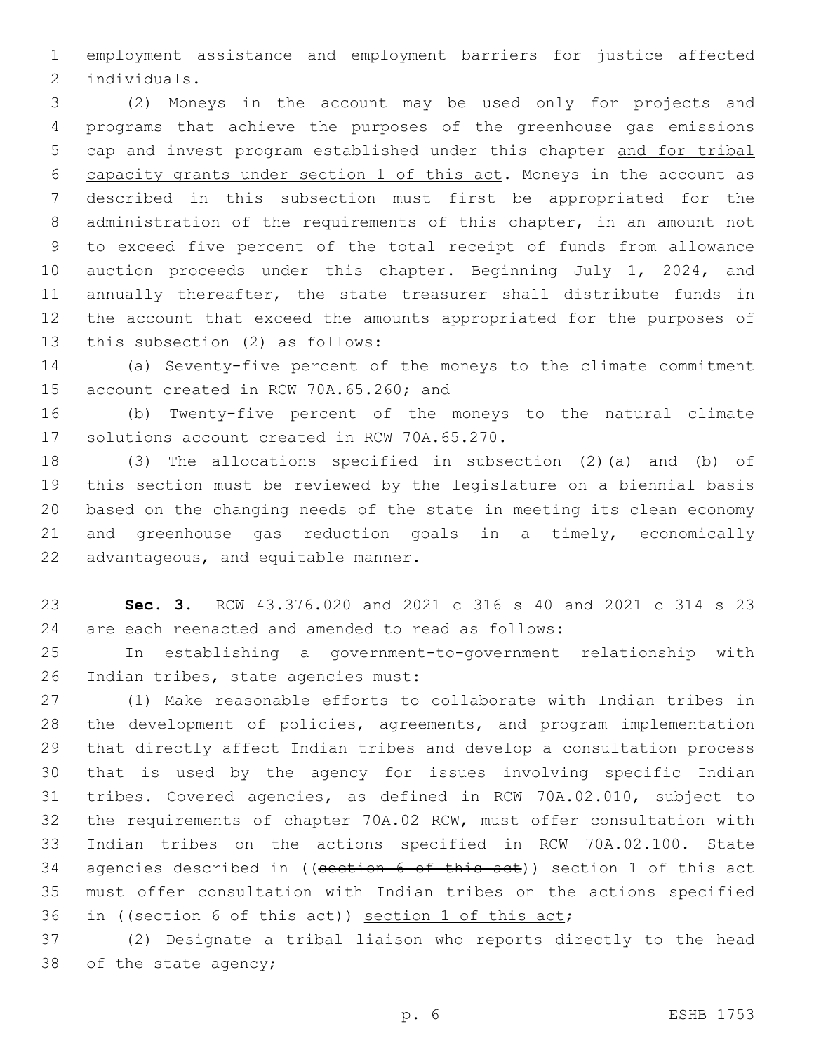employment assistance and employment barriers for justice affected individuals.

(2) Moneys in the account may be used only for projects and programs that achieve the purposes of the greenhouse gas emissions cap and invest program established under this chapter <u>and for tribal capacity grants under section 1 of this act</u>. Moneys in the account as described in this subsection must first be appropriated for the administration of the requirements of this chapter, in an amount not to exceed five percent of the total receipt of funds from allowance auction proceeds under this chapter. Beginning July 1, 2024, and annually thereafter, the state treasurer shall distribute funds in the account <u>that exceed the amounts appropriated for the purposes of this subsection (2)</u> as follows:

(a) Seventy-five percent of the moneys to the climate commitment account created in RCW 70A.65.260; and

(b) Twenty-five percent of the moneys to the natural climate solutions account created in RCW 70A.65.270.

(3) The allocations specified in subsection (2)(a) and (b) of this section must be reviewed by the legislature on a biennial basis based on the changing needs of the state in meeting its clean economy and greenhouse gas reduction goals in a timely, economically advantageous, and equitable manner.

**Sec. 3.** RCW 43.376.020 and 2021 c 316 s 40 and 2021 c 314 s 23 are each reenacted and amended to read as follows:

In establishing a government-to-government relationship with Indian tribes, state agencies must:

(1) Make reasonable efforts to collaborate with Indian tribes in the development of policies, agreements, and program implementation that directly affect Indian tribes and develop a consultation process that is used by the agency for issues involving specific Indian tribes. Covered agencies, as defined in RCW 70A.02.010, subject to the requirements of chapter 70A.02 RCW, must offer consultation with Indian tribes on the actions specified in RCW 70A.02.100. State agencies described in ((~~section 6 of this act~~)) <u>section 1 of this act</u> must offer consultation with Indian tribes on the actions specified in ((~~section 6 of this act~~)) <u>section 1 of this act</u>;

(2) Designate a tribal liaison who reports directly to the head of the state agency;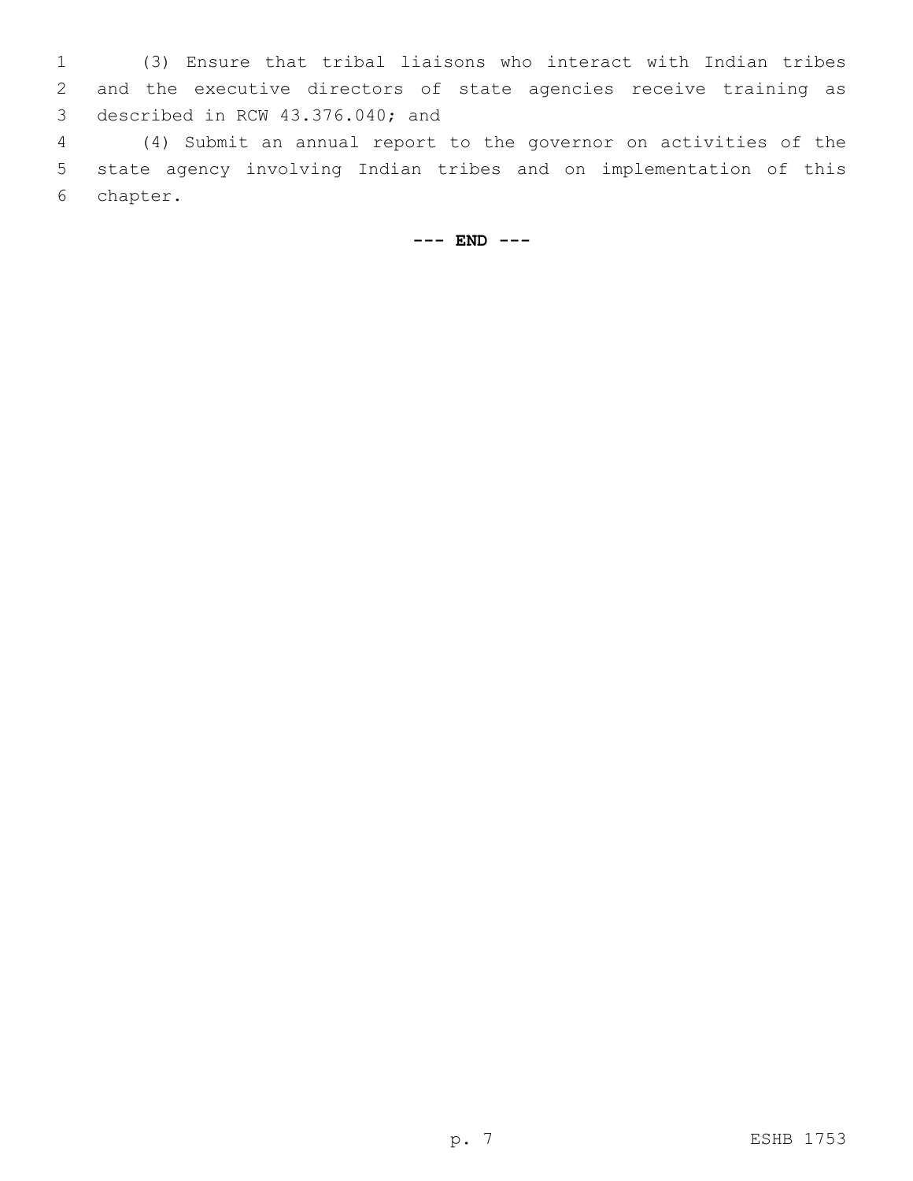(3) Ensure that tribal liaisons who interact with Indian tribes and the executive directors of state agencies receive training as described in RCW 43.376.040; and

(4) Submit an annual report to the governor on activities of the state agency involving Indian tribes and on implementation of this chapter.

**--- END ---**